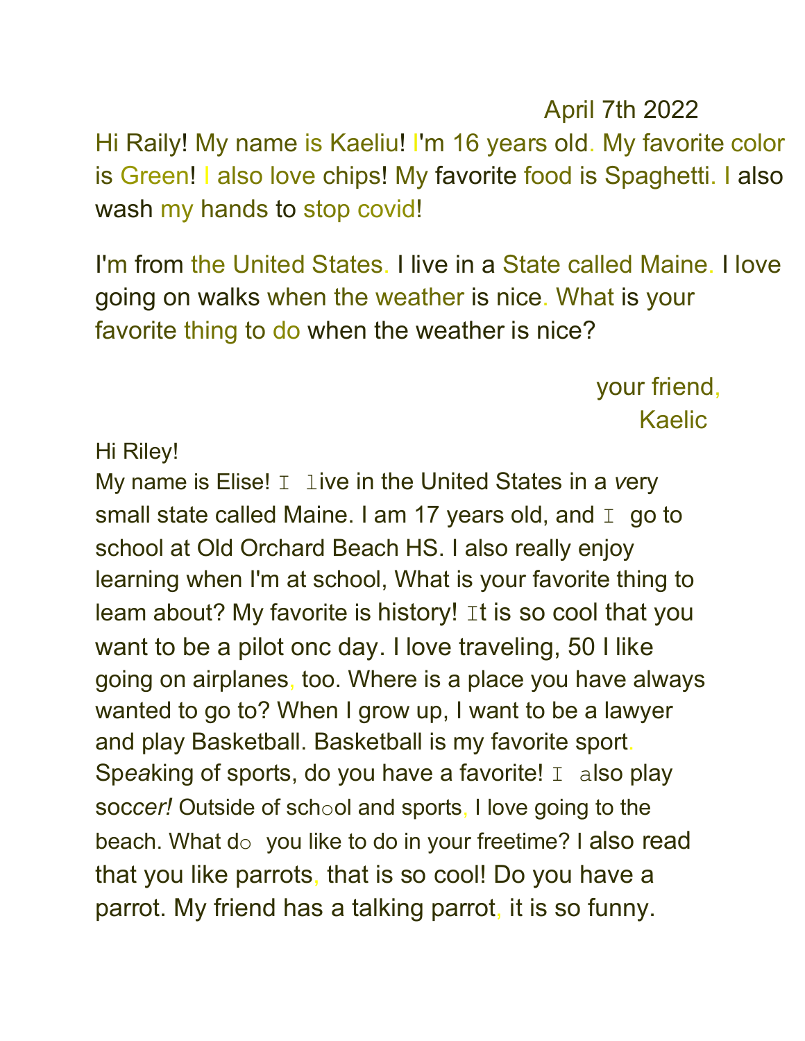April 7th 2022

Hi Raily! My name is Kaeliu! I'm 16 years old. My favorite color is Green! I also love chips! My favorite food is Spaghetti. I also wash my hands to stop covid!

I'm from the United States. I live in a State called Maine. I love going on walks when the weather is nice. What is your favorite thing to do when the weather is nice?

your friend,
Kaelic

Hi Riley!

My name is Elise! I live in the United States in a very small state called Maine. I am 17 years old, and I go to school at Old Orchard Beach HS. I also really enjoy learning when I'm at school, What is your favorite thing to leam about? My favorite is history! It is so cool that you want to be a pilot onc day. I love traveling, 50 I like going on airplanes, too. Where is a place you have always wanted to go to? When I grow up, I want to be a lawyer and play Basketball. Basketball is my favorite sport. Speaking of sports, do you have a favorite! I also play soccer! Outside of school and sports, I love going to the beach. What do you like to do in your freetime? I also read that you like parrots, that is so cool! Do you have a parrot. My friend has a talking parrot, it is so funny.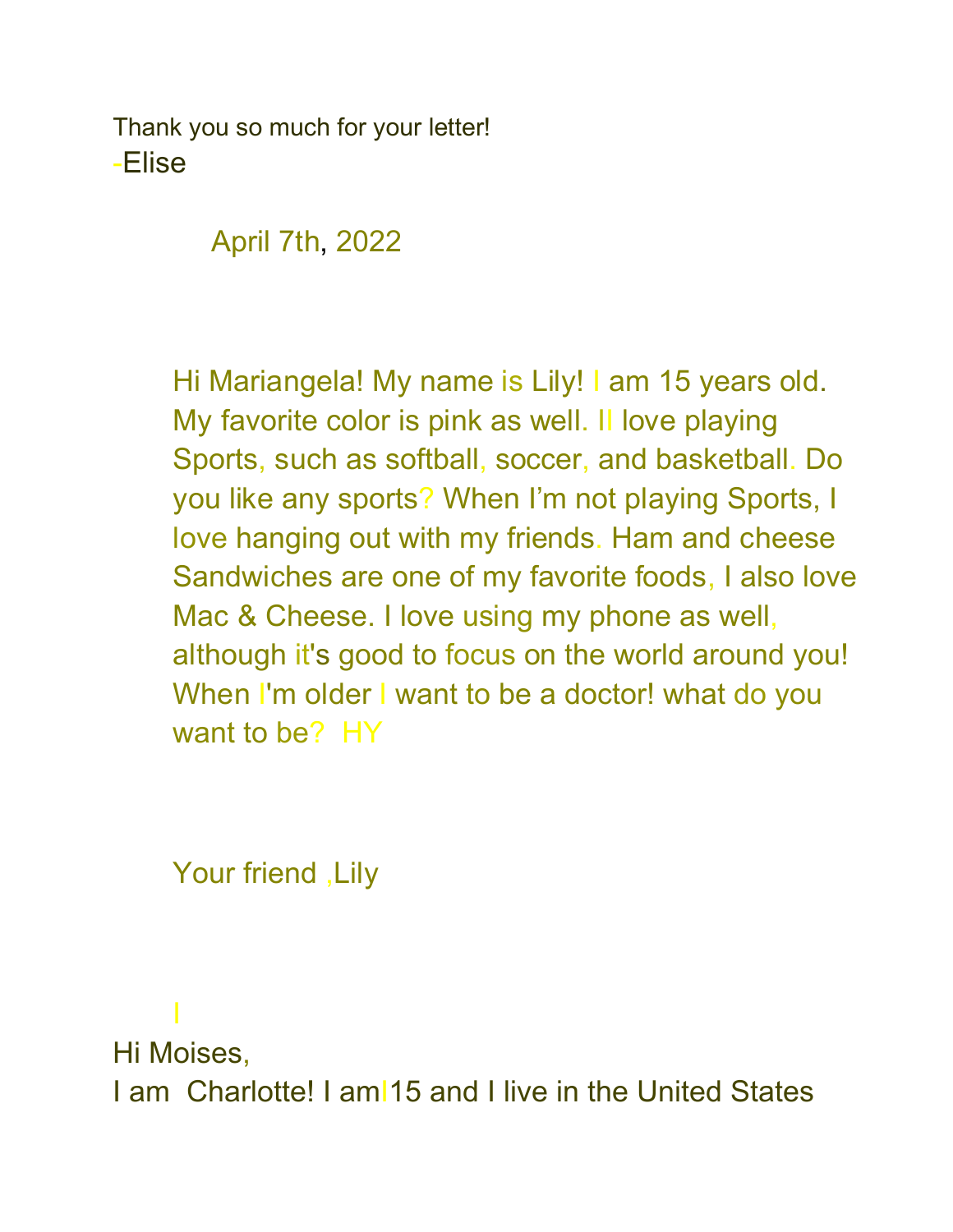Thank you so much for your letter!
-Elise

April 7th, 2022

Hi Mariangela! My name is Lily! I am 15 years old. My favorite color is pink as well. Il love playing Sports, such as softball, soccer, and basketball. Do you like any sports? When I'm not playing Sports, I love hanging out with my friends. Ham and cheese Sandwiches are one of my favorite foods, I also love Mac & Cheese. I love using my phone as well, although it's good to focus on the world around you! When I'm older I want to be a doctor! what do you want to be? HY

Your friend ,Lily

I

Hi Moises,
I am Charlotte! I amI15 and I live in the United States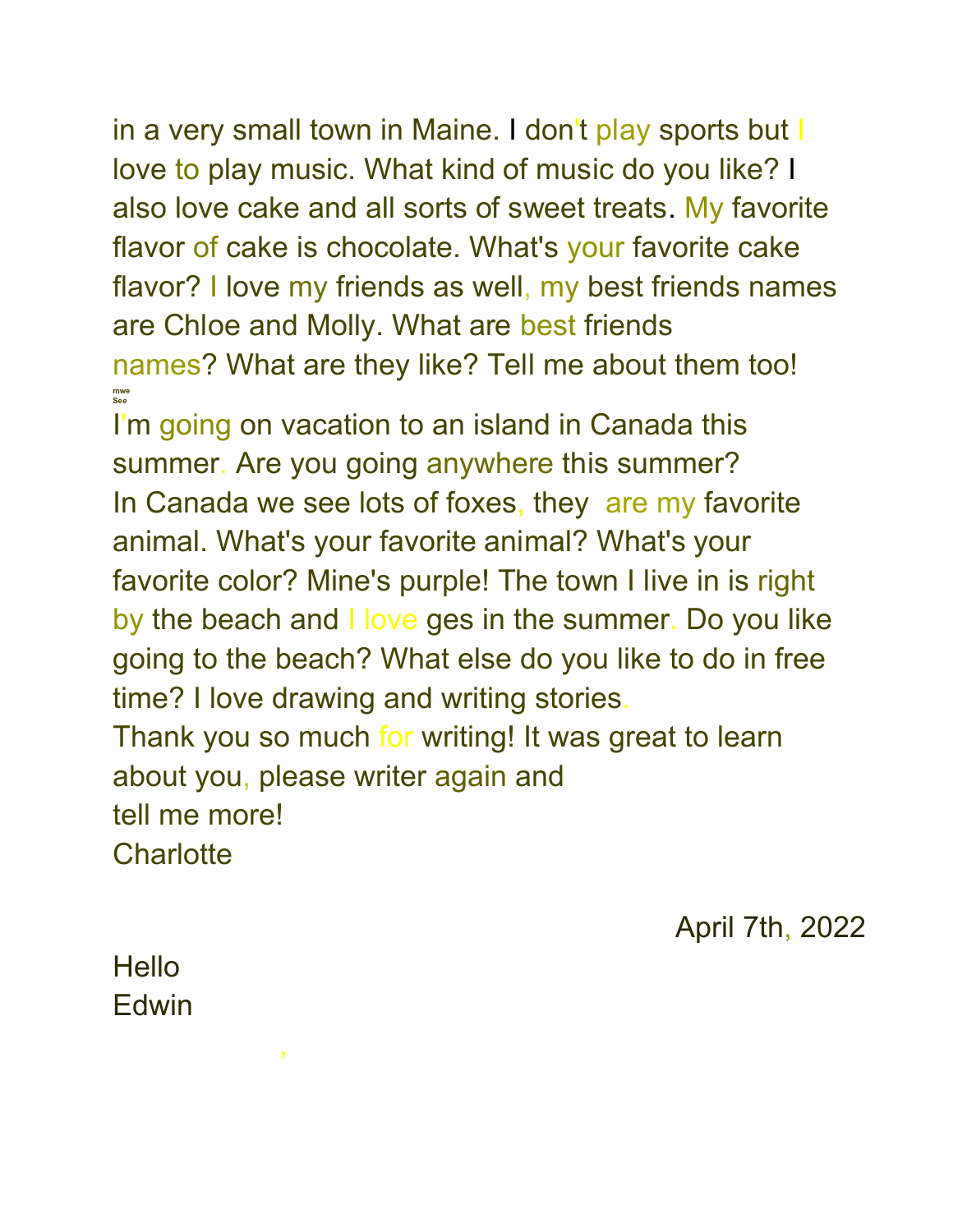in a very small town in Maine. I don't play sports but I love to play music. What kind of music do you like? I also love cake and all sorts of sweet treats. My favorite flavor of cake is chocolate. What's your favorite cake flavor? I love my friends as well, my best friends names are Chloe and Molly. What are best friends names? What are they like? Tell me about them too!

mwe
See

I'm going on vacation to an island in Canada this summer. Are you going anywhere this summer?
In Canada we see lots of foxes, they are my favorite animal. What's your favorite animal? What's your favorite color? Mine's purple! The town I live in is right by the beach and I love ges in the summer. Do you like going to the beach? What else do you like to do in free time? I love drawing and writing stories.
Thank you so much for writing! It was great to learn about you, please writer again and
tell me more!
Charlotte

April 7th, 2022

Hello
Edwin

,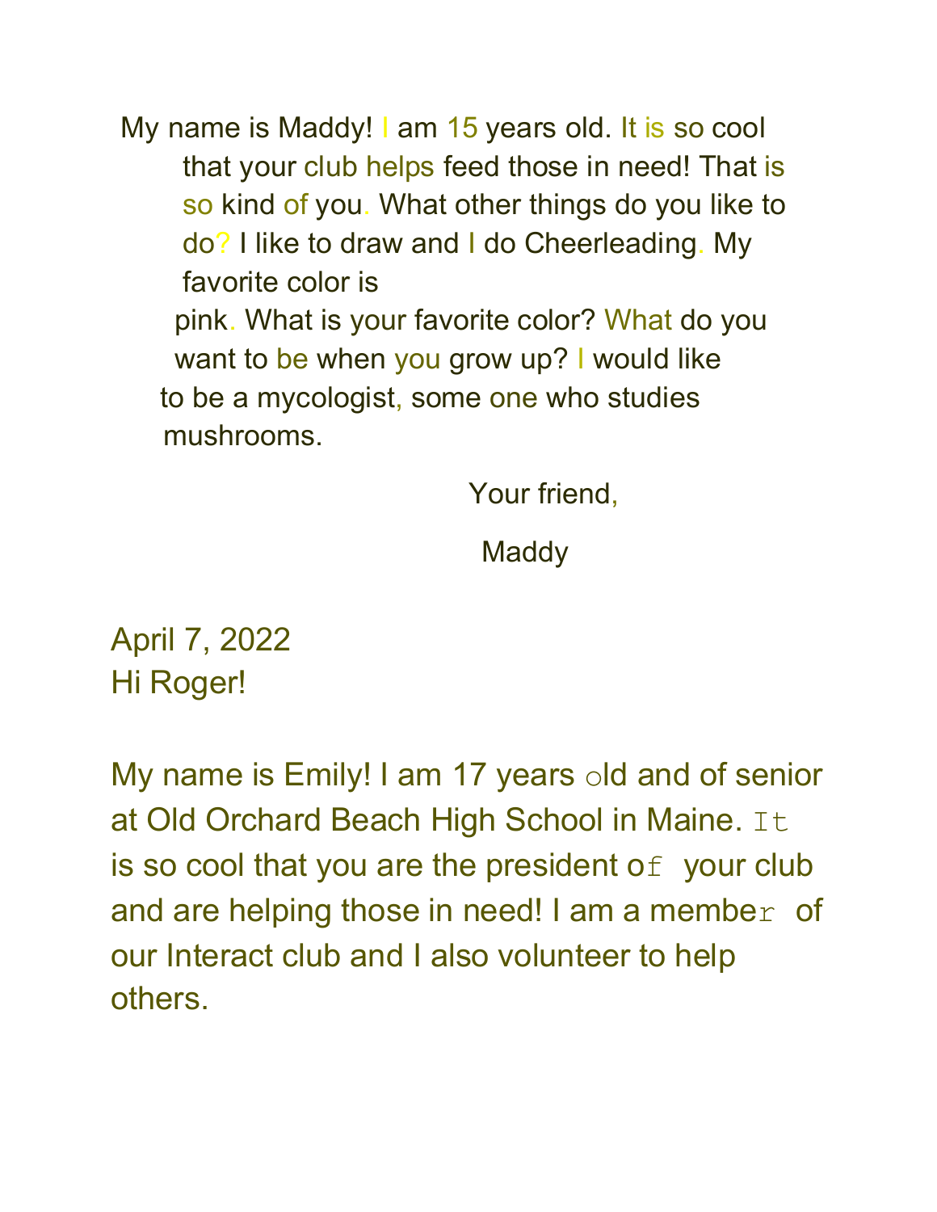My name is Maddy! I am 15 years old. It is so cool that your club helps feed those in need! That is so kind of you. What other things do you like to do? I like to draw and I do Cheerleading. My favorite color is pink. What is your favorite color? What do you want to be when you grow up? I would like to be a mycologist, some one who studies mushrooms.

Your friend,

Maddy

April 7, 2022

Hi Roger!

My name is Emily! I am 17 years old and of senior at Old Orchard Beach High School in Maine. It is so cool that you are the president of your club and are helping those in need! I am a member of our Interact club and I also volunteer to help others.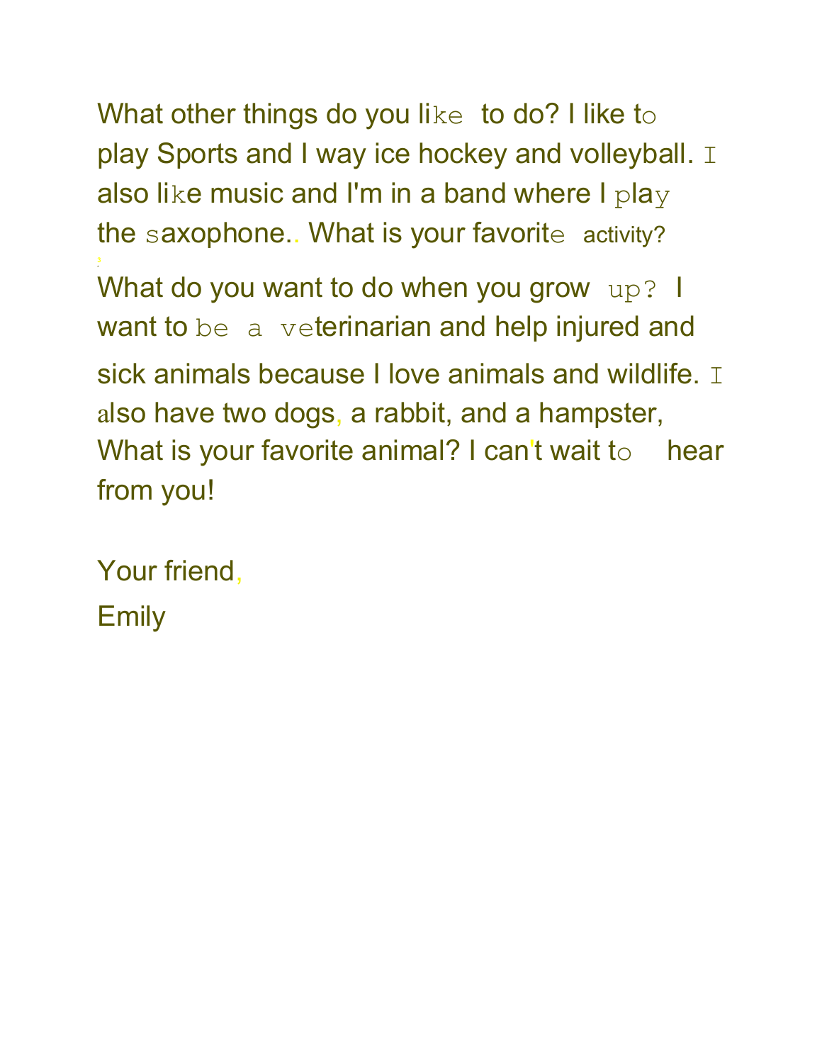What other things do you like to do? I like to play Sports and I way ice hockey and volleyball. I also like music and I'm in a band where I play the saxophone.. What is your favorite activity?

What do you want to do when you grow up? I want to be a veterinarian and help injured and sick animals because I love animals and wildlife. I also have two dogs, a rabbit, and a hampster, What is your favorite animal? I can't wait to hear from you!

Your friend,

Emily